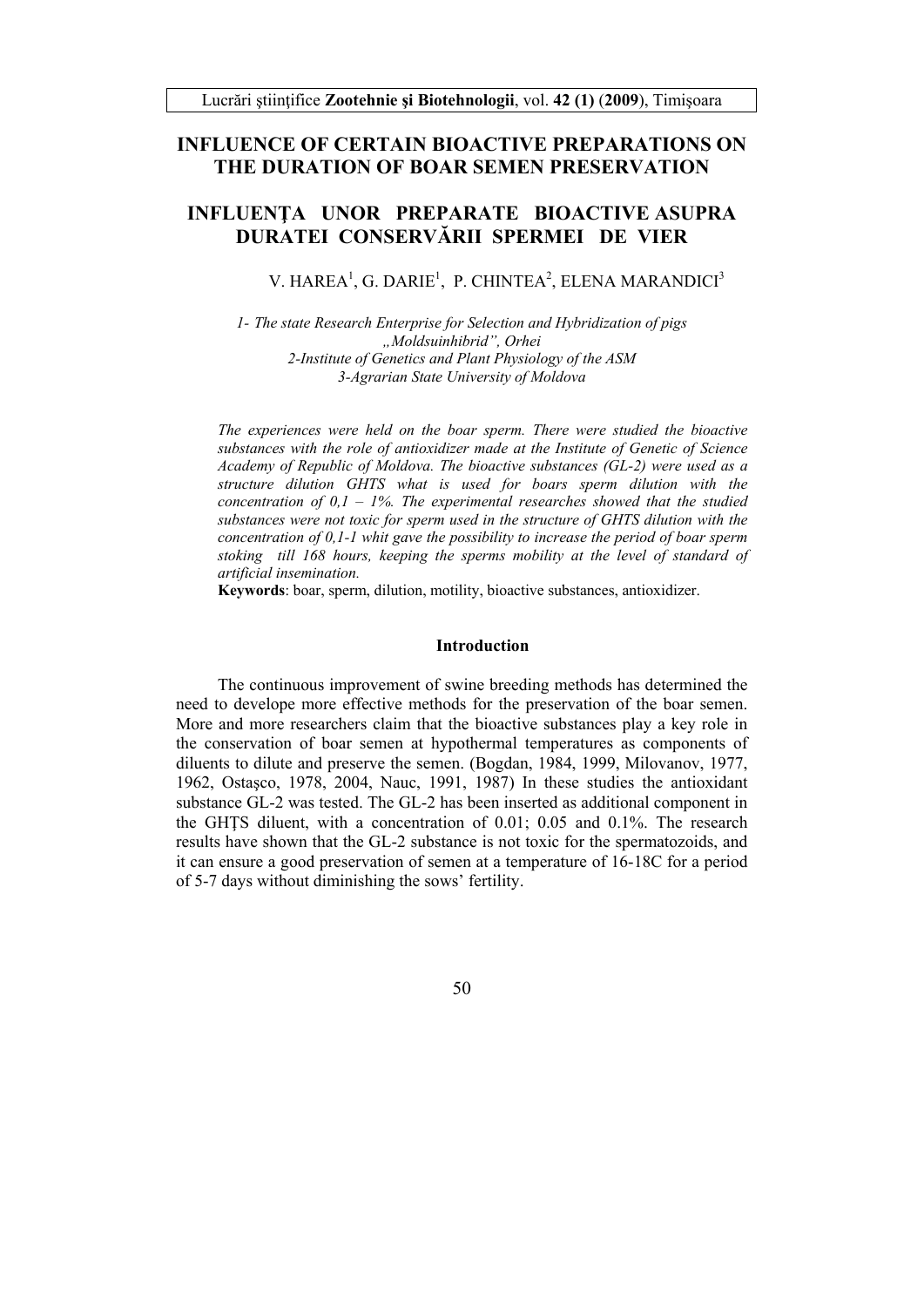# INFLUENCE OF CERTAIN BIOACTIVE PREPARATIONS ON THE DURATION OF BOAR SEMEN PRESERVATION

# INFLUENŢA UNOR PREPARATE BIOACTIVE ASUPRA DURATEI CONSERVĂRII SPERMEI DE VIER

V. HAREA[1], G. DARIE[1], P. CHINTEA[2], ELENA MARANDICI[3]

*1- The state Research Enterprise for Selection and Hybridization of pigs „Moldsuinhibrid", Orhei*
*2-Institute of Genetics and Plant Physiology of the ASM*
*3-Agrarian State University of Moldova*

*The experiences were held on the boar sperm. There were studied the bioactive substances with the role of antioxidizer made at the Institute of Genetic of Science Academy of Republic of Moldova. The bioactive substances (GL-2) were used as a structure dilution GHTS what is used for boars sperm dilution with the concentration of 0,1 – 1%. The experimental researches showed that the studied substances were not toxic for sperm used in the structure of GHTS dilution with the concentration of 0,1-1 whit gave the possibility to increase the period of boar sperm stoking till 168 hours, keeping the sperms mobility at the level of standard of artificial insemination.*

**Keywords**: boar, sperm, dilution, motility, bioactive substances, antioxidizer.

## Introduction

The continuous improvement of swine breeding methods has determined the need to develope more effective methods for the preservation of the boar semen. More and more researchers claim that the bioactive substances play a key role in the conservation of boar semen at hypothermal temperatures as components of diluents to dilute and preserve the semen. (Bogdan, 1984, 1999, Milovanov, 1977, 1962, Ostaşco, 1978, 2004, Nauc, 1991, 1987) In these studies the antioxidant substance GL-2 was tested. The GL-2 has been inserted as additional component in the GHŢS diluent, with a concentration of 0.01; 0.05 and 0.1%. The research results have shown that the GL-2 substance is not toxic for the spermatozoids, and it can ensure a good preservation of semen at a temperature of 16-18C for a period of 5-7 days without diminishing the sows' fertility.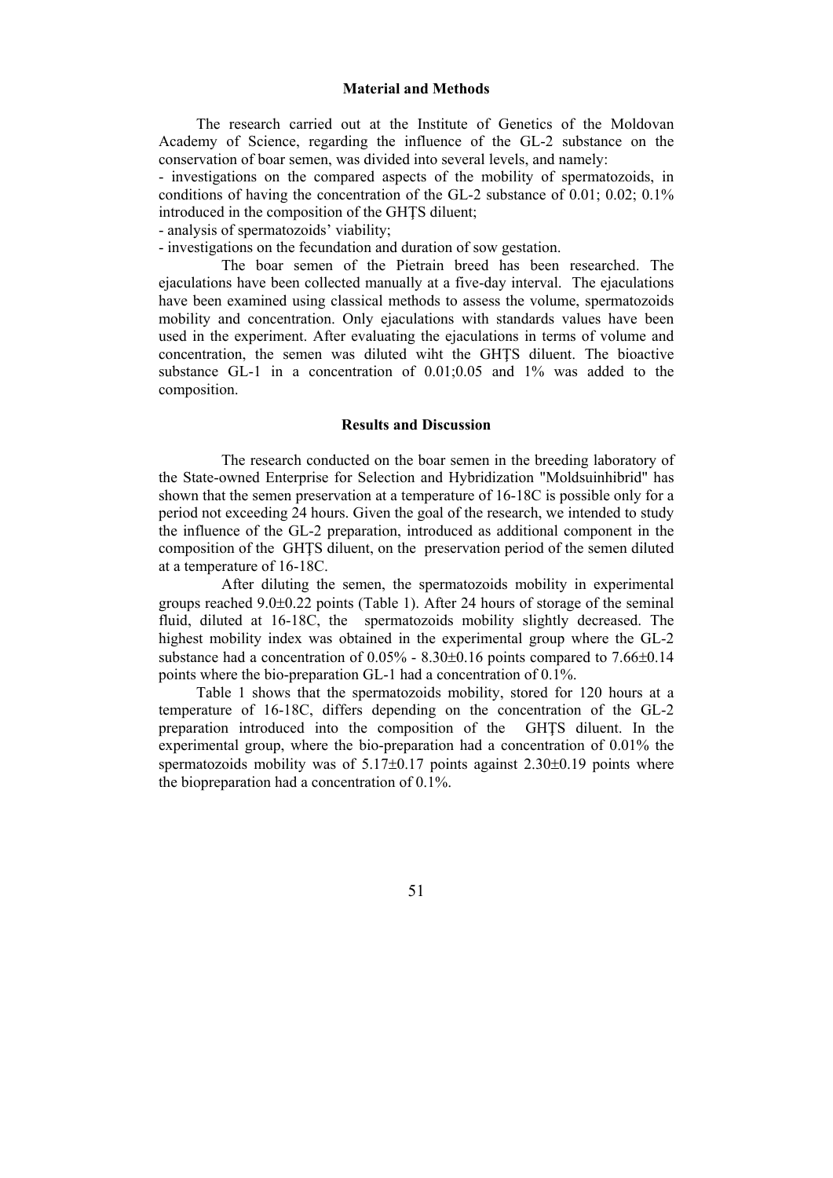## Material and Methods

The research carried out at the Institute of Genetics of the Moldovan Academy of Science, regarding the influence of the GL-2 substance on the conservation of boar semen, was divided into several levels, and namely:

- investigations on the compared aspects of the mobility of spermatozoids, in conditions of having the concentration of the GL-2 substance of 0.01; 0.02; 0.1% introduced in the composition of the GHȚS diluent;
- analysis of spermatozoids' viability;
- investigations on the fecundation and duration of sow gestation.

The boar semen of the Pietrain breed has been researched. The ejaculations have been collected manually at a five-day interval. The ejaculations have been examined using classical methods to assess the volume, spermatozoids mobility and concentration. Only ejaculations with standards values have been used in the experiment. After evaluating the ejaculations in terms of volume and concentration, the semen was diluted wiht the GHȚS diluent. The bioactive substance GL-1 in a concentration of 0.01;0.05 and 1% was added to the composition.

## Results and Discussion

The research conducted on the boar semen in the breeding laboratory of the State-owned Enterprise for Selection and Hybridization "Moldsuinhibrid" has shown that the semen preservation at a temperature of 16-18C is possible only for a period not exceeding 24 hours. Given the goal of the research, we intended to study the influence of the GL-2 preparation, introduced as additional component in the composition of the GHȚS diluent, on the preservation period of the semen diluted at a temperature of 16-18C.

After diluting the semen, the spermatozoids mobility in experimental groups reached 9.0±0.22 points (Table 1). After 24 hours of storage of the seminal fluid, diluted at 16-18C, the spermatozoids mobility slightly decreased. The highest mobility index was obtained in the experimental group where the GL-2 substance had a concentration of 0.05% - 8.30±0.16 points compared to 7.66±0.14 points where the bio-preparation GL-1 had a concentration of 0.1%.

Table 1 shows that the spermatozoids mobility, stored for 120 hours at a temperature of 16-18C, differs depending on the concentration of the GL-2 preparation introduced into the composition of the GHȚS diluent. In the experimental group, where the bio-preparation had a concentration of 0.01% the spermatozoids mobility was of 5.17±0.17 points against 2.30±0.19 points where the biopreparation had a concentration of 0.1%.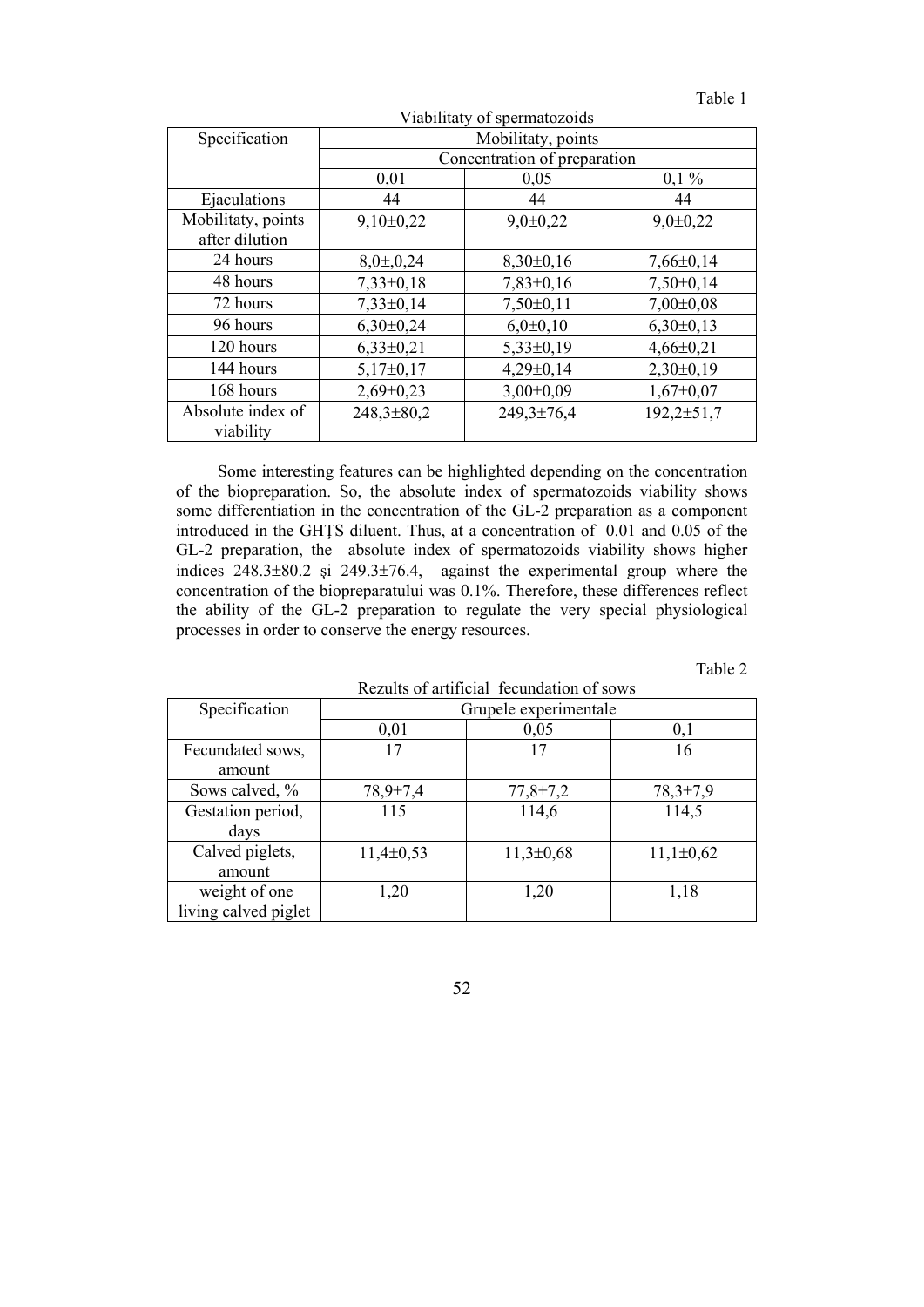Table 1

Viabilitaty of spermatozoids

| Specification | Mobilitaty, points | | |
|---|---|---|---|
| | Concentration of preparation | | |
| | 0,01 | 0,05 | 0,1 % |
| Ejaculations | 44 | 44 | 44 |
| Mobilitaty, points after dilution | 9,10±0,22 | 9,0±0,22 | 9,0±0,22 |
| 24 hours | 8,0±,0,24 | 8,30±0,16 | 7,66±0,14 |
| 48 hours | 7,33±0,18 | 7,83±0,16 | 7,50±0,14 |
| 72 hours | 7,33±0,14 | 7,50±0,11 | 7,00±0,08 |
| 96 hours | 6,30±0,24 | 6,0±0,10 | 6,30±0,13 |
| 120 hours | 6,33±0,21 | 5,33±0,19 | 4,66±0,21 |
| 144 hours | 5,17±0,17 | 4,29±0,14 | 2,30±0,19 |
| 168 hours | 2,69±0,23 | 3,00±0,09 | 1,67±0,07 |
| Absolute index of viability | 248,3±80,2 | 249,3±76,4 | 192,2±51,7 |

Some interesting features can be highlighted depending on the concentration of the biopreparation. So, the absolute index of spermatozoids viability shows some differentiation in the concentration of the GL-2 preparation as a component introduced in the GHŢS diluent. Thus, at a concentration of 0.01 and 0.05 of the GL-2 preparation, the absolute index of spermatozoids viability shows higher indices 248.3±80.2 şi 249.3±76.4, against the experimental group where the concentration of the biopreparatului was 0.1%. Therefore, these differences reflect the ability of the GL-2 preparation to regulate the very special physiological processes in order to conserve the energy resources.

Table 2

Rezults of artificial fecundation of sows

| Specification | Grupele experimentale | | |
|---|---|---|---|
| | 0,01 | 0,05 | 0,1 |
| Fecundated sows, amount | 17 | 17 | 16 |
| Sows calved, % | 78,9±7,4 | 77,8±7,2 | 78,3±7,9 |
| Gestation period, days | 115 | 114,6 | 114,5 |
| Calved piglets, amount | 11,4±0,53 | 11,3±0,68 | 11,1±0,62 |
| weight of one living calved piglet | 1,20 | 1,20 | 1,18 |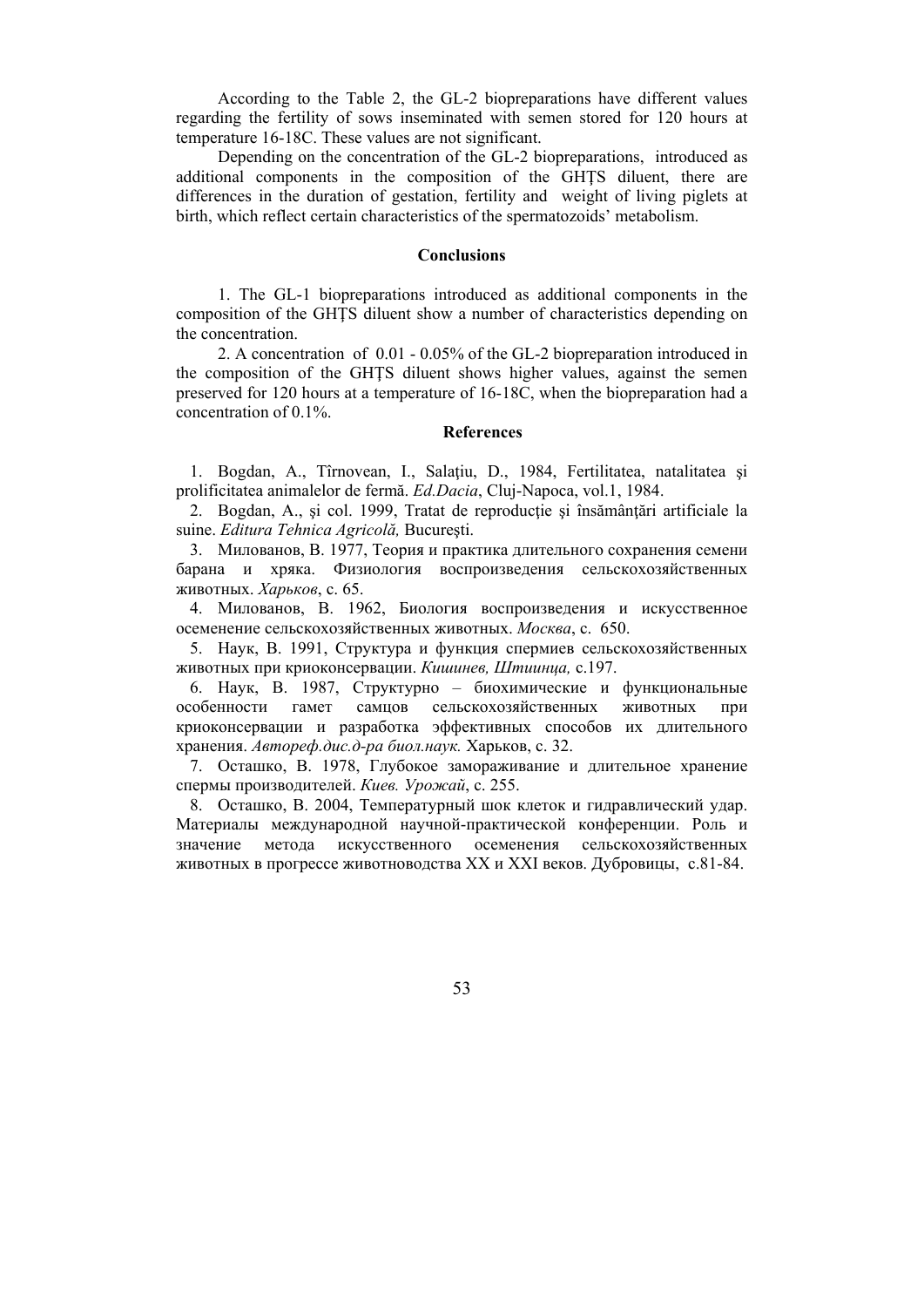According to the Table 2, the GL-2 biopreparations have different values regarding the fertility of sows inseminated with semen stored for 120 hours at temperature 16-18C. These values are not significant.

Depending on the concentration of the GL-2 biopreparations, introduced as additional components in the composition of the GHŢS diluent, there are differences in the duration of gestation, fertility and weight of living piglets at birth, which reflect certain characteristics of the spermatozoids' metabolism.

## Conclusions

1. The GL-1 biopreparations introduced as additional components in the composition of the GHŢS diluent show a number of characteristics depending on the concentration.

2. A concentration of 0.01 - 0.05% of the GL-2 biopreparation introduced in the composition of the GHŢS diluent shows higher values, against the semen preserved for 120 hours at a temperature of 16-18C, when the biopreparation had a concentration of 0.1%.

## References

1. Bogdan, A., Tîrnovean, I., Salaţiu, D., 1984, Fertilitatea, natalitatea şi prolificitatea animalelor de fermă. *Ed.Dacia*, Cluj-Napoca, vol.1, 1984.
2. Bogdan, A., şi col. 1999, Tratat de reproducţie şi însămânţări artificiale la suine. *Editura Tehnica Agricolă,* Bucureşti.
3. Милованов, В. 1977, Теория и практика длительного сохранения семени барана и хряка. Физиология воспроизведения сельскохозяйственных животных. *Харьков*, с. 65.
4. Милованов, В. 1962, Биология воспроизведения и искусственное осеменение сельскохозяйственных животных. *Москва*, с. 650.
5. Наук, В. 1991, Структура и функция спермиев сельскохозяйственных животных при криоконсервации. *Кишинев, Штиинца,* с.197.
6. Наук, В. 1987, Структурно – биохимические и функциональные особенности гамет самцов сельскохозяйственных животных при криоконсервации и разработка эффективных способов их длительного хранения. *Автореф.дис.д-ра биол.наук.* Харьков, с. 32.
7. Осташко, В. 1978, Глубокое замораживание и длительное хранение спермы производителей. *Киев. Урожай*, с. 255.
8. Осташко, В. 2004, Температурный шок клеток и гидравлический удар. Материалы международной научной-практической конференции. Роль и значение метода искусственного осеменения сельскохозяйственных животных в прогрессе животноводства XX и XXI веков. Дубровицы, с.81-84.